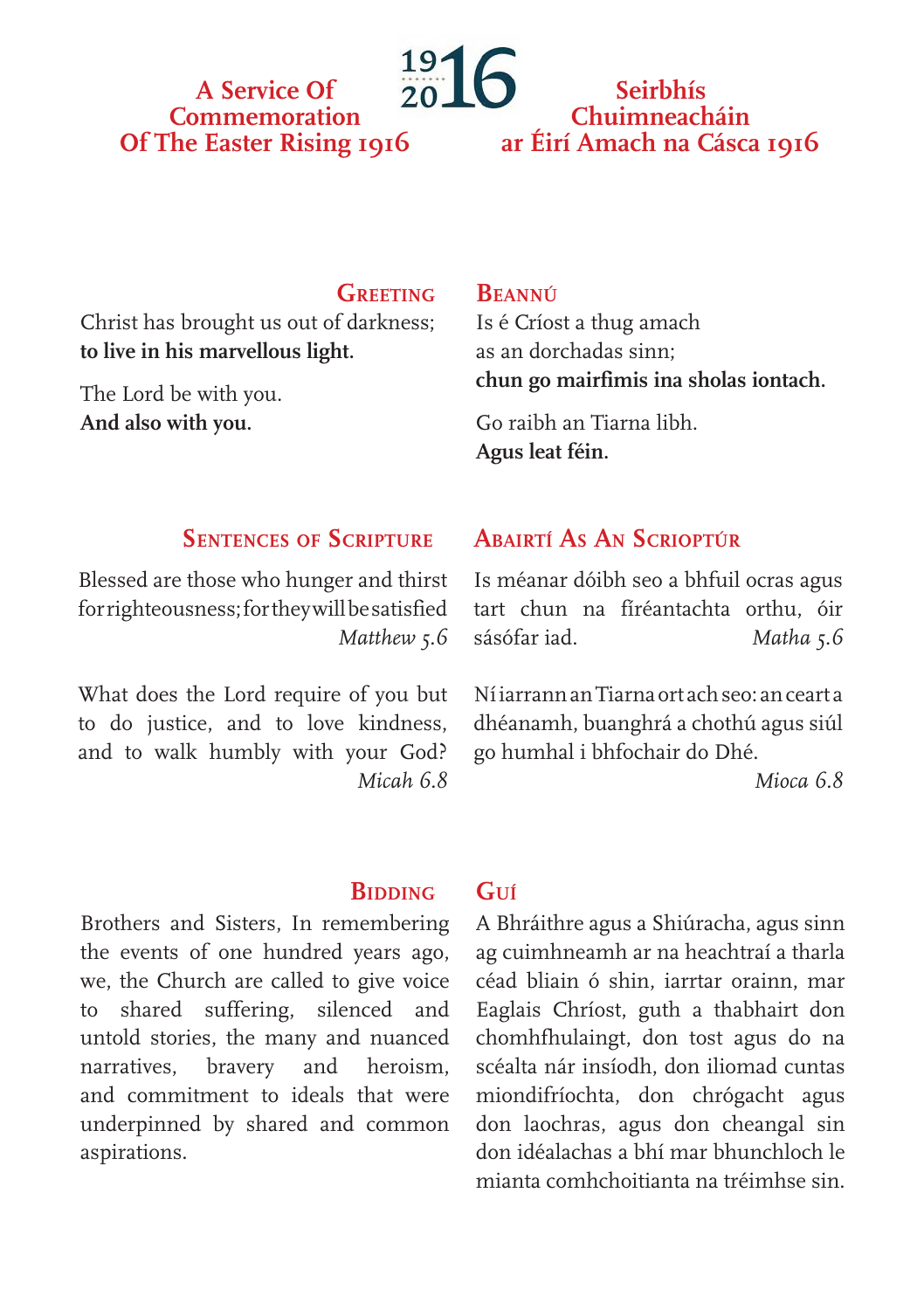# A Service Of Commemoration Of The Easter Rising 1916

1916
2016

# Seirbhís Chuimneacháin ar Éirí Amach na Cásca 1916

## Greeting

Christ has brought us out of darkness;
**to live in his marvellous light.**

The Lord be with you.
**And also with you.**

## Beannú

Is é Críost a thug amach
as an dorchadas sinn;
**chun go mairfimis ina sholas iontach.**

Go raibh an Tiarna libh.
**Agus leat féin.**

## Sentences of Scripture

Blessed are those who hunger and thirst for righteousness; for they will be satisfied
*Matthew 5.6*

What does the Lord require of you but to do justice, and to love kindness, and to walk humbly with your God?
*Micah 6.8*

## Abairtí As An Scrioptúr

Is méanar dóibh seo a bhfuil ocras agus tart chun na fíréantachta orthu, óir sásófar iad.
*Matha 5.6*

Ní iarrann an Tiarna ort ach seo: an ceart a dhéanamh, buanghrá a chothú agus siúl go humhal i bhfochair do Dhé.
*Mioca 6.8*

## Bidding

Brothers and Sisters, In remembering the events of one hundred years ago, we, the Church are called to give voice to shared suffering, silenced and untold stories, the many and nuanced narratives, bravery and heroism, and commitment to ideals that were underpinned by shared and common aspirations.

## Guí

A Bhráithre agus a Shiúracha, agus sinn ag cuimhneamh ar na heachtraí a tharla céad bliain ó shin, iarrtar orainn, mar Eaglais Chríost, guth a thabhairt don chomhfhulaingt, don tost agus do na scéalta nár insíodh, don iliomad cuntas miondifríochta, don chrógacht agus don laochras, agus don cheangal sin don idéalachas a bhí mar bhunchloch le mianta comhchoitianta na tréimhse sin.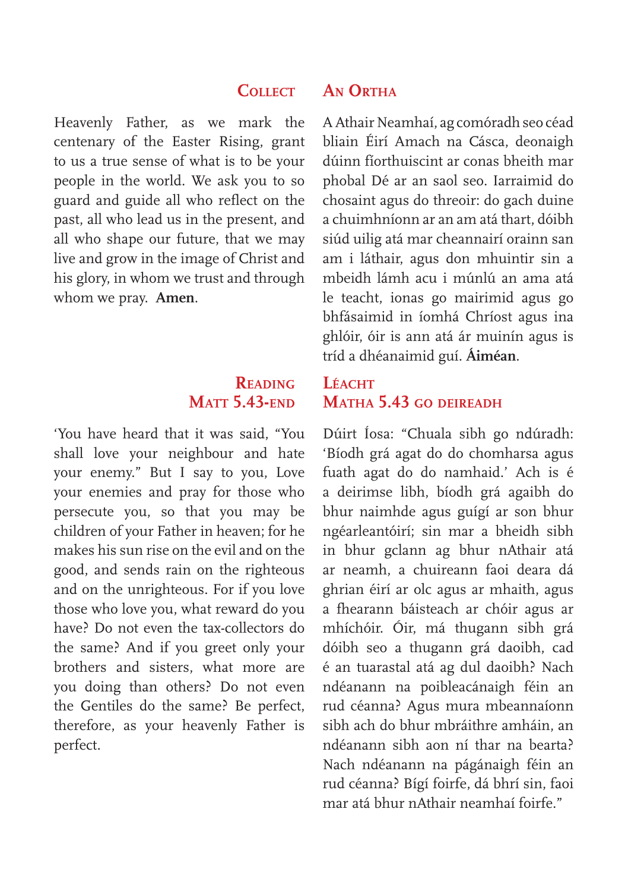## Collect

Heavenly Father, as we mark the centenary of the Easter Rising, grant to us a true sense of what is to be your people in the world. We ask you to so guard and guide all who reflect on the past, all who lead us in the present, and all who shape our future, that we may live and grow in the image of Christ and his glory, in whom we trust and through whom we pray. **Amen**.

## An Ortha

A Athair Neamhaí, ag comóradh seo céad bliain Éirí Amach na Cásca, deonaigh dúinn fíorthuiscint ar conas bheith mar phobal Dé ar an saol seo. Iarraimid do chosaint agus do threoir: do gach duine a chuimhníonn ar an am atá thart, dóibh siúd uilig atá mar cheannairí orainn san am i láthair, agus don mhuintir sin a mbeidh lámh acu i múnlú an ama atá le teacht, ionas go mairimid agus go bhfásaimid in íomhá Chríost agus ina ghlóir, óir is ann atá ár muinín agus is tríd a dhéanaimid guí. **Áiméan**.

## Reading
## Matt 5.43-end

'You have heard that it was said, "You shall love your neighbour and hate your enemy." But I say to you, Love your enemies and pray for those who persecute you, so that you may be children of your Father in heaven; for he makes his sun rise on the evil and on the good, and sends rain on the righteous and on the unrighteous. For if you love those who love you, what reward do you have? Do not even the tax-collectors do the same? And if you greet only your brothers and sisters, what more are you doing than others? Do not even the Gentiles do the same? Be perfect, therefore, as your heavenly Father is perfect.

## Léacht
## Matha 5.43 go deireadh

Dúirt Íosa: "Chuala sibh go ndúradh: 'Bíodh grá agat do do chomharsa agus fuath agat do do namhaid.' Ach is é a deirimse libh, bíodh grá agaibh do bhur naimhde agus guígí ar son bhur ngéarleantóirí; sin mar a bheidh sibh in bhur gclann ag bhur nAthair atá ar neamh, a chuireann faoi deara dá ghrian éirí ar olc agus ar mhaith, agus a fhearann báisteach ar chóir agus ar mhíchóir. Óir, má thugann sibh grá dóibh seo a thugann grá daoibh, cad é an tuarastal atá ag dul daoibh? Nach ndéanann na poibleacánaigh féin an rud céanna? Agus mura mbeannaíonn sibh ach do bhur mbráithre amháin, an ndéanann sibh aon ní thar na bearta? Nach ndéanann na págánaigh féin an rud céanna? Bígí foirfe, dá bhrí sin, faoi mar atá bhur nAthair neamhaí foirfe."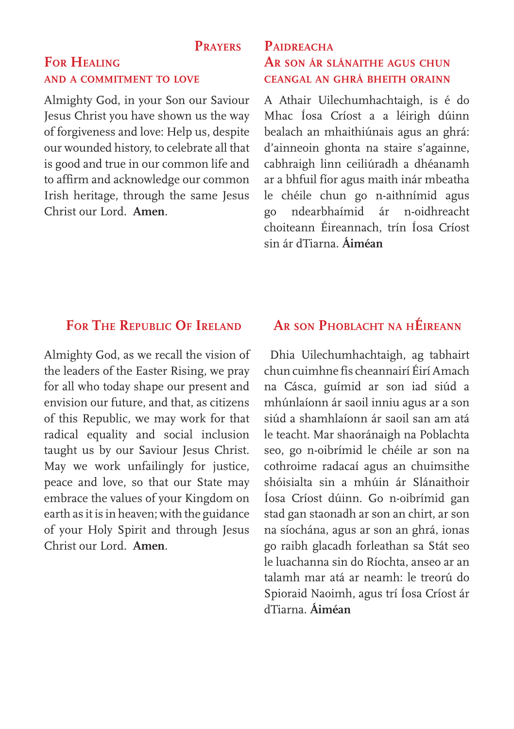# Prayers

## For Healing and a commitment to love

Almighty God, in your Son our Saviour Jesus Christ you have shown us the way of forgiveness and love: Help us, despite our wounded history, to celebrate all that is good and true in our common life and to affirm and acknowledge our common Irish heritage, through the same Jesus Christ our Lord. **Amen**.

# Paidreacha

## Ar son ár slánaithe agus chun ceangal an ghrá bheith orainn

A Athair Uilechumhachtaigh, is é do Mhac Íosa Críost a a léirigh dúinn bealach an mhaithiúnais agus an ghrá: d'ainneoin ghonta na staire s'againne, cabhraigh linn ceiliúradh a dhéanamh ar a bhfuil fíor agus maith inár mbeatha le chéile chun go n-aithnímid agus go ndearbhaímid ár n-oidhreacht choiteann Éireannach, trín Íosa Críost sin ár dTiarna. **Áiméan**

## For The Republic Of Ireland

Almighty God, as we recall the vision of the leaders of the Easter Rising, we pray for all who today shape our present and envision our future, and that, as citizens of this Republic, we may work for that radical equality and social inclusion taught us by our Saviour Jesus Christ. May we work unfailingly for justice, peace and love, so that our State may embrace the values of your Kingdom on earth as it is in heaven; with the guidance of your Holy Spirit and through Jesus Christ our Lord. **Amen**.

## Ar son Phoblacht na hÉireann

Dhia Uilechumhachtaigh, ag tabhairt chun cuimhne fís cheannairí Éirí Amach na Cásca, guímid ar son iad siúd a mhúnlaíonn ár saoil inniu agus ar a son siúd a shamhlaíonn ár saoil san am atá le teacht. Mar shaoránaigh na Poblachta seo, go n-oibrímid le chéile ar son na cothroime radacaí agus an chuimsithe shóisialta sin a mhúin ár Slánaithoir Íosa Críost dúinn. Go n-oibrímid gan stad gan staonadh ar son an chirt, ar son na síochána, agus ar son an ghrá, ionas go raibh glacadh forleathan sa Stát seo le luachanna sin do Ríochta, anseo ar an talamh mar atá ar neamh: le treorú do Spioraid Naoimh, agus trí Íosa Críost ár dTiarna. **Áiméan**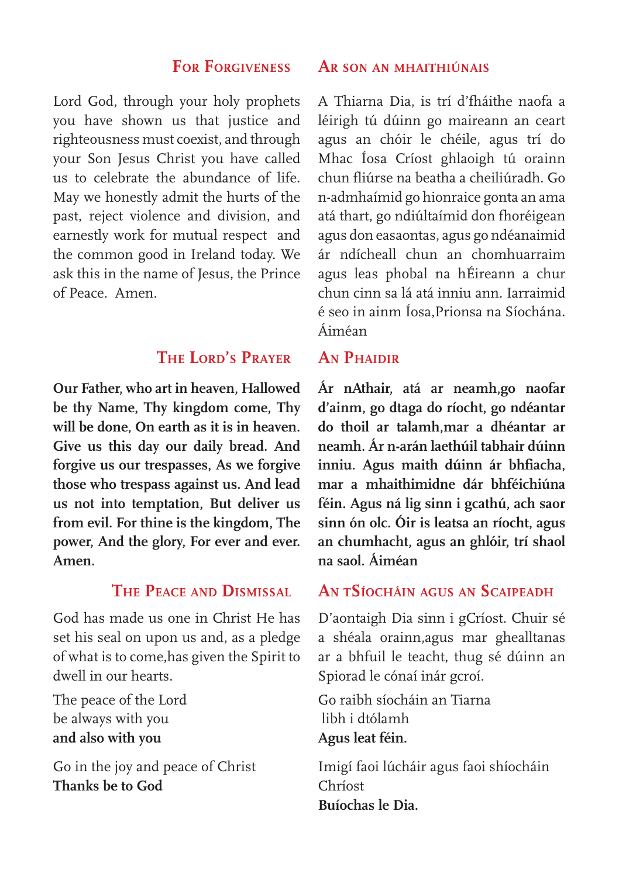## For Forgiveness

Lord God, through your holy prophets you have shown us that justice and righteousness must coexist, and through your Son Jesus Christ you have called us to celebrate the abundance of life. May we honestly admit the hurts of the past, reject violence and division, and earnestly work for mutual respect and the common good in Ireland today. We ask this in the name of Jesus, the Prince of Peace. Amen.

## Ar son an mhaithiúnais

A Thiarna Dia, is trí d'fháithe naofa a léirigh tú dúinn go maireann an ceart agus an chóir le chéile, agus trí do Mhac Íosa Críost ghlaoigh tú orainn chun fliúrse na beatha a cheiliúradh. Go n-admhaímid go hionraice gonta an ama atá thart, go ndiúltaímid don fhoréigean agus don easaontas, agus go ndéanaimid ár ndícheall chun an chomhuarraim agus leas phobal na hÉireann a chur chun cinn sa lá atá inniu ann. Iarraimid é seo in ainm Íosa,Prionsa na Síochána. Áiméan

## The Lord's Prayer

**Our Father, who art in heaven, Hallowed be thy Name, Thy kingdom come, Thy will be done, On earth as it is in heaven. Give us this day our daily bread. And forgive us our trespasses, As we forgive those who trespass against us. And lead us not into temptation, But deliver us from evil. For thine is the kingdom, The power, And the glory, For ever and ever. Amen.**

## An Phaidir

**Ár nAthair, atá ar neamh,go naofar d'ainm, go dtaga do ríocht, go ndéantar do thoil ar talamh,mar a dhéantar ar neamh. Ár n-arán laethúil tabhair dúinn inniu. Agus maith dúinn ár bhfiacha, mar a mhaithimidne dár bhféichiúna féin. Agus ná lig sinn i gcathú, ach saor sinn ón olc. Óir is leatsa an ríocht, agus an chumhacht, agus an ghlóir, trí shaol na saol. Áiméan**

## The Peace and Dismissal

God has made us one in Christ He has set his seal on upon us and, as a pledge of what is to come,has given the Spirit to dwell in our hearts.

The peace of the Lord  
be always with you  
**and also with you**

Go in the joy and peace of Christ  
**Thanks be to God**

## An tSíochÁin agus an Scaipeadh

D'aontaigh Dia sinn i gCríost. Chuir sé a shéala orainn,agus mar ghealltanas ar a bhfuil le teacht, thug sé dúinn an Spiorad le cónaí inár gcroí.

Go raibh síocháin an Tiarna  
libh i dtólamh  
**Agus leat féin.**

Imigí faoi lúcháir agus faoi shíocháin Chríost  
**Buíochas le Dia.**